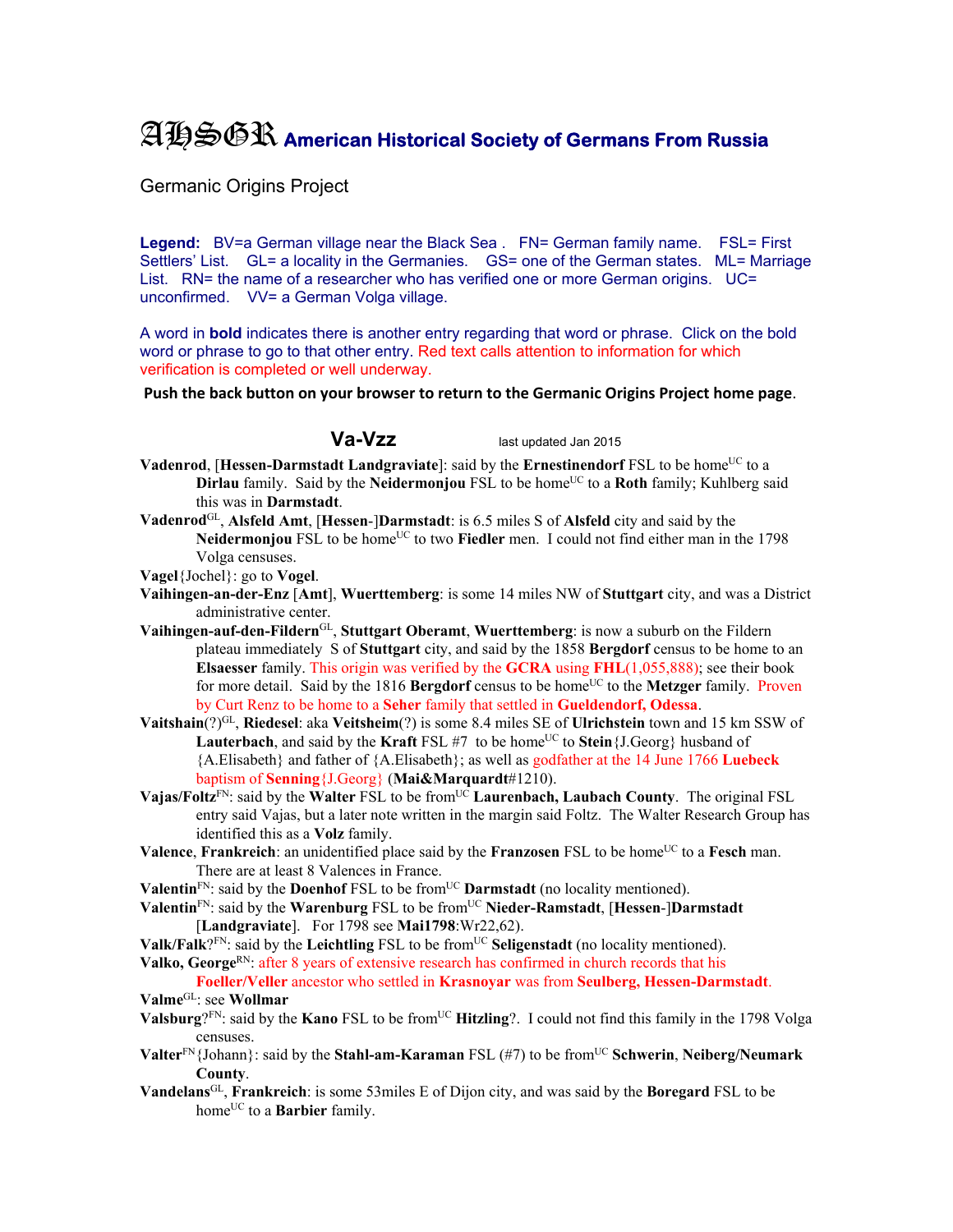# AHSGR American Historical Society of Germans From Russia

Germanic Origins Project

**Legend:** BV=a German village near the Black Sea . FN= German family name. FSL= First Settlers' List. GL= a locality in the Germanies. GS= one of the German states. ML= Marriage List. RN= the name of a researcher who has verified one or more German origins. UC= unconfirmed. VV= a German Volga village.

A word in **bold** indicates there is another entry regarding that word or phrase. Click on the bold word or phrase to go to that other entry. Red text calls attention to information for which verification is completed or well underway.

**Push the back button on your browser to return to the Germanic Origins Project home page.**

## Va-Vzz

last updated Jan 2015

**Vadenrod**, [**Hessen-Darmstadt Landgraviate**]: said by the **Ernestinendorf** FSL to be home[UC] to a **Dirlau** family. Said by the **Neidermonjou** FSL to be home[UC] to a **Roth** family; Kuhlberg said this was in **Darmstadt**.

**Vadenrod**[GL], **Alsfeld Amt**, [**Hessen-**]**Darmstadt**: is 6.5 miles S of **Alsfeld** city and said by the **Neidermonjou** FSL to be home[UC] to two **Fiedler** men. I could not find either man in the 1798 Volga censuses.

**Vagel**{Jochel}: go to **Vogel**.

**Vaihingen-an-der-Enz** [**Amt**], **Wuerttemberg**: is some 14 miles NW of **Stuttgart** city, and was a District administrative center.

**Vaihingen-auf-den-Fildern**[GL], **Stuttgart Oberamt**, **Wuerttemberg**: is now a suburb on the Fildern plateau immediately S of **Stuttgart** city, and said by the 1858 **Bergdorf** census to be home to an **Elsaesser** family. This origin was verified by the **GCRA** using **FHL**(1,055,888); see their book for more detail. Said by the 1816 **Bergdorf** census to be home[UC] to the **Metzger** family. Proven by Curt Renz to be home to a **Seher** family that settled in **Gueldendorf, Odessa**.

**Vaitshain**(?)[GL], **Riedesel**: aka **Veitsheim**(?) is some 8.4 miles SE of **Ulrichstein** town and 15 km SSW of **Lauterbach**, and said by the **Kraft** FSL #7 to be home[UC] to **Stein**{J.Georg} husband of {A.Elisabeth} and father of {A.Elisabeth}; as well as godfather at the 14 June 1766 **Luebeck** baptism of **Senning**{J.Georg} (**Mai&Marquardt**#1210).

**Vajas/Foltz**[FN]: said by the **Walter** FSL to be from[UC] **Laurenbach, Laubach County**. The original FSL entry said Vajas, but a later note written in the margin said Foltz. The Walter Research Group has identified this as a **Volz** family.

**Valence**, **Frankreich**: an unidentified place said by the **Franzosen** FSL to be home[UC] to a **Fesch** man. There are at least 8 Valences in France.

**Valentin**[FN]: said by the **Doenhof** FSL to be from[UC] **Darmstadt** (no locality mentioned).

**Valentin**[FN]: said by the **Warenburg** FSL to be from[UC] **Nieder-Ramstadt**, [**Hessen-**]**Darmstadt** [**Landgraviate**]. For 1798 see **Mai1798**:Wr22,62).

**Valk/Falk**?[FN]: said by the **Leichtling** FSL to be from[UC] **Seligenstadt** (no locality mentioned).

**Valko, George**[RN]: after 8 years of extensive research has confirmed in church records that his **Foeller/Veller** ancestor who settled in **Krasnoyar** was from **Seulberg, Hessen-Darmstadt**.

**Valme**[GL]: see **Wollmar**

**Valsburg**?[FN]: said by the **Kano** FSL to be from[UC] **Hitzling**?. I could not find this family in the 1798 Volga censuses.

**Valter**[FN]{Johann}: said by the **Stahl-am-Karaman** FSL (#7) to be from[UC] **Schwerin**, **Neiberg/Neumark County**.

**Vandelans**[GL], **Frankreich**: is some 53miles E of Dijon city, and was said by the **Boregard** FSL to be home[UC] to a **Barbier** family.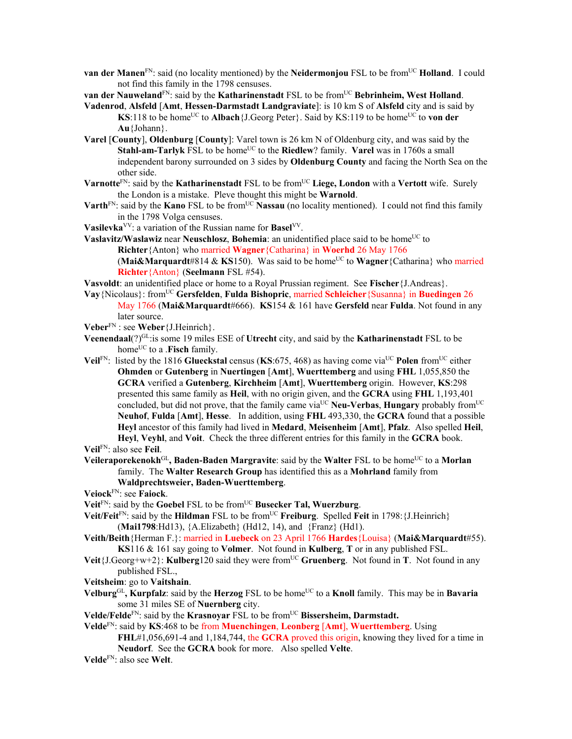**van der Manen**FN: said (no locality mentioned) by the **Neidermonjou** FSL to be fromUC **Holland**. I could not find this family in the 1798 censuses.

**van der Nauweland**FN: said by the **Katharinenstadt** FSL to be fromUC **Bebrinheim, West Holland**.

**Vadenrod**, **Alsfeld** [**Amt**, **Hessen-Darmstadt Landgraviate**]: is 10 km S of **Alsfeld** city and is said by **KS**:118 to be homeUC to **Albach**{J.Georg Peter}. Said by KS:119 to be homeUC to **von der Au**{Johann}.

**Varel** [**County**], **Oldenburg** [**County**]: Varel town is 26 km N of Oldenburg city, and was said by the **Stahl-am-Tarlyk** FSL to be homeUC to the **Riedlew**? family. **Varel** was in 1760s a small independent barony surrounded on 3 sides by **Oldenburg County** and facing the North Sea on the other side.

**Varnotte**FN: said by the **Katharinenstadt** FSL to be fromUC **Liege, London** with a **Vertott** wife. Surely the London is a mistake. Pleve thought this might be **Warnold**.

**Varth**FN: said by the **Kano** FSL to be fromUC **Nassau** (no locality mentioned). I could not find this family in the 1798 Volga censuses.

**Vasilevka**VV: a variation of the Russian name for **Basel**VV.

**Vaslavitz/Waslawiz** near **Neuschlosz**, **Bohemia**: an unidentified place said to be homeUC to **Richter**{Anton} who married **Wagner**{Catharina} in **Woerhd** 26 May 1766 (**Mai&Marquardt**#814 & **KS**150). Was said to be homeUC to **Wagner**{Catharina} who married **Richter**{Anton} (**Seelmann** FSL #54).

**Vasvoldt**: an unidentified place or home to a Royal Prussian regiment. See **Fischer**{J.Andreas}.

**Vay**{Nicolaus}: fromUC **Gersfelden**, **Fulda Bishopric**, married **Schleicher**{Susanna} in **Buedingen** 26 May 1766 (**Mai&Marquardt**#666). **KS**154 & 161 have **Gersfeld** near **Fulda**. Not found in any later source.

**Veber**FN : see **Weber**{J.Heinrich}.

**Veenendaal**(?)GL:is some 19 miles ESE of **Utrecht** city, and said by the **Katharinenstadt** FSL to be homeUC to a .**Fisch** family.

**Veil**FN: listed by the 1816 **Glueckstal** census (**KS**:675, 468) as having come viaUC **Polen** fromUC either **Ohmden** or **Gutenberg** in **Nuertingen** [**Amt**], **Wuerttemberg** and using **FHL** 1,055,850 the **GCRA** verified a **Gutenberg**, **Kirchheim** [**Amt**], **Wuerttemberg** origin. However, **KS**:298 presented this same family as **Heil**, with no origin given, and the **GCRA** using **FHL** 1,193,401 concluded, but did not prove, that the family came viaUC **Neu-Verbas**, **Hungary** probably fromUC **Neuhof**, **Fulda** [**Amt**], **Hesse**. In addition, using **FHL** 493,330, the **GCRA** found that a possible **Heyl** ancestor of this family had lived in **Medard**, **Meisenheim** [**Amt**], **Pfalz**. Also spelled **Heil**, **Heyl**, **Veyhl**, and **Voit**. Check the three different entries for this family in the **GCRA** book.

**Veil**FN: also see **Feil**.

**Veileraporekenokh**GL**, Baden-Baden Margravite**: said by the **Walter** FSL to be homeUC to a **Morlan** family. The **Walter Research Group** has identified this as a **Mohrland** family from **Waldprechtsweier, Baden-Wuerttemberg**.

**Veiock**FN: see **Faiock**.

**Veit**FN: said by the **Goebel** FSL to be fromUC **Busecker Tal, Wuerzburg**.

**Veit/Feit**FN: said by the **Hildman** FSL to be fromUC **Freiburg**. Spelled **Feit** in 1798:{J.Heinrich} (**Mai1798**:Hd13), {A.Elizabeth} (Hd12, 14), and {Franz} (Hd1).

**Veith/Beith**{Herman F.}: married in **Luebeck** on 23 April 1766 **Hardes**{Louisa} (**Mai&Marquardt**#55). **KS**116 & 161 say going to **Volmer**. Not found in **Kulberg**, **T** or in any published FSL.

**Veit**{J.Georg+w+2}: **Kulberg**120 said they were fromUC **Gruenberg**. Not found in **T**. Not found in any published FSL.,

**Veitsheim**: go to **Vaitshein**.

**Velburg**GL**, Kurpfalz**: said by the **Herzog** FSL to be homeUC to a **Knoll** family. This may be in **Bavaria** some 31 miles SE of **Nuernberg** city.

**Velde/Felde**FN: said by the **Krasnoyar** FSL to be fromUC **Bissersheim, Darmstadt.**

**Velde**FN: said by **KS**:468 to be from **Muenchingen**, **Leonberg** [**Amt**], **Wuerttemberg**. Using **FHL**#1,056,691-4 and 1,184,744, the **GCRA** proved this origin, knowing they lived for a time in **Neudorf**. See the **GCRA** book for more. Also spelled **Velte**.

**Velde**FN: also see **Welt**.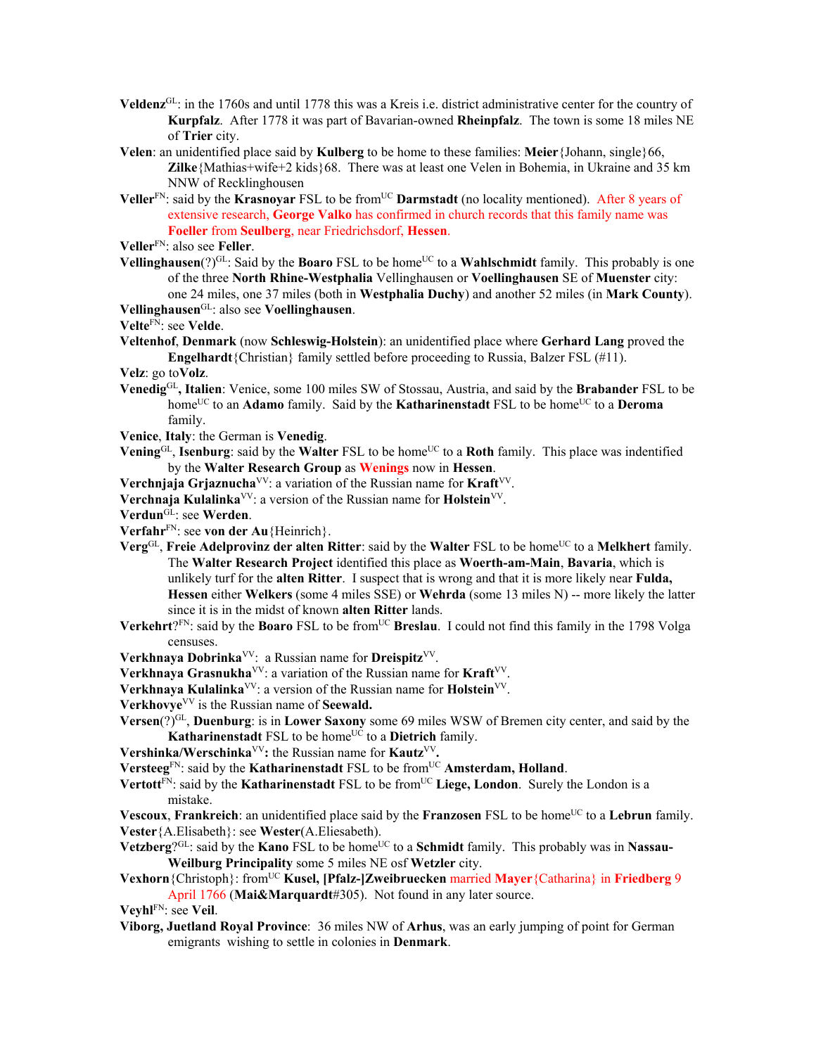**Veldenz**[GL]: in the 1760s and until 1778 this was a Kreis i.e. district administrative center for the country of **Kurpfalz**. After 1778 it was part of Bavarian-owned **Rheinpfalz**. The town is some 18 miles NE of **Trier** city.

**Velen**: an unidentified place said by **Kulberg** to be home to these families: **Meier**{Johann, single}66, **Zilke**{Mathias+wife+2 kids}68. There was at least one Velen in Bohemia, in Ukraine and 35 km NNW of Recklinghousen

**Veller**[FN]: said by the **Krasnoyar** FSL to be from[UC] **Darmstadt** (no locality mentioned). After 8 years of extensive research, **George Valko** has confirmed in church records that this family name was **Foeller** from **Seulberg**, near Friedrichsdorf, **Hessen**.

**Veller**[FN]: also see **Feller**.

**Vellinghausen**(?)[GL]: Said by the **Boaro** FSL to be home[UC] to a **Wahlschmidt** family. This probably is one of the three **North Rhine-Westphalia** Vellinghausen or **Voellinghausen** SE of **Muenster** city: one 24 miles, one 37 miles (both in **Westphalia Duchy**) and another 52 miles (in **Mark County**).

**Vellinghausen**[GL]: also see **Voellinghausen**.

**Velte**[FN]: see **Velde**.

**Veltenhof**, **Denmark** (now **Schleswig-Holstein**): an unidentified place where **Gerhard Lang** proved the **Engelhardt**{Christian} family settled before proceeding to Russia, Balzer FSL (#11).

**Velz**: go to**Volz**.

**Venedig**[GL]**, Italien**: Venice, some 100 miles SW of Stossau, Austria, and said by the **Brabander** FSL to be home[UC] to an **Adamo** family. Said by the **Katharinenstadt** FSL to be home[UC] to a **Deroma** family.

**Venice**, **Italy**: the German is **Venedig**.

**Vening**[GL], **Isenburg**: said by the **Walter** FSL to be home[UC] to a **Roth** family. This place was indentified by the **Walter Research Group** as **Wenings** now in **Hessen**.

**Verchnjaja Grjaznucha**[VV]: a variation of the Russian name for **Kraft**[VV].

**Verchnaja Kulalinka**[VV]: a version of the Russian name for **Holstein**[VV].

**Verdun**[GL]: see **Werden**.

**Verfahr**[FN]: see **von der Au**{Heinrich}.

**Verg**[GL], **Freie Adelprovinz der alten Ritter**: said by the **Walter** FSL to be home[UC] to a **Melkhert** family. The **Walter Research Project** identified this place as **Woerth-am-Main**, **Bavaria**, which is unlikely turf for the **alten Ritter**. I suspect that is wrong and that it is more likely near **Fulda, Hessen** either **Welkers** (some 4 miles SSE) or **Wehrda** (some 13 miles N) -- more likely the latter since it is in the midst of known **alten Ritter** lands.

**Verkehrt**?[FN]: said by the **Boaro** FSL to be from[UC] **Breslau**. I could not find this family in the 1798 Volga censuses.

**Verkhnaya Dobrinka**[VV]: a Russian name for **Dreispitz**[VV].

**Verkhnaya Grasnukha**[VV]: a variation of the Russian name for **Kraft**[VV].

**Verkhnaya Kulalinka**[VV]: a version of the Russian name for **Holstein**[VV].

**Verkhovye**[VV] is the Russian name of **Seewald.**

**Versen**(?)[GL], **Duenburg**: is in **Lower Saxony** some 69 miles WSW of Bremen city center, and said by the **Katharinenstadt** FSL to be home[UC] to a **Dietrich** family.

**Vershinka/Werschinka**[VV]**:** the Russian name for **Kautz**[VV]**.**

**Versteeg**[FN]: said by the **Katharinenstadt** FSL to be from[UC] **Amsterdam, Holland**.

**Vertott**[FN]: said by the **Katharinenstadt** FSL to be from[UC] **Liege, London**. Surely the London is a mistake.

**Vescoux**, **Frankreich**: an unidentified place said by the **Franzosen** FSL to be home[UC] to a **Lebrun** family.

**Vester**{A.Elisabeth}: see **Wester**(A.Eliesabeth).

**Vetzberg**?[GL]: said by the **Kano** FSL to be home[UC] to a **Schmidt** family. This probably was in **Nassau-Weilburg Principality** some 5 miles NE osf **Wetzler** city.

**Vexhorn**{Christoph}: from[UC] **Kusel, [Pfalz-]Zweibruecken** married **Mayer**{Catharina} in **Friedberg** 9 April 1766 (**Mai&Marquardt**#305). Not found in any later source.

**Veyhl**[FN]: see **Veil**.

**Viborg, Juetland Royal Province**: 36 miles NW of **Arhus**, was an early jumping of point for German emigrants wishing to settle in colonies in **Denmark**.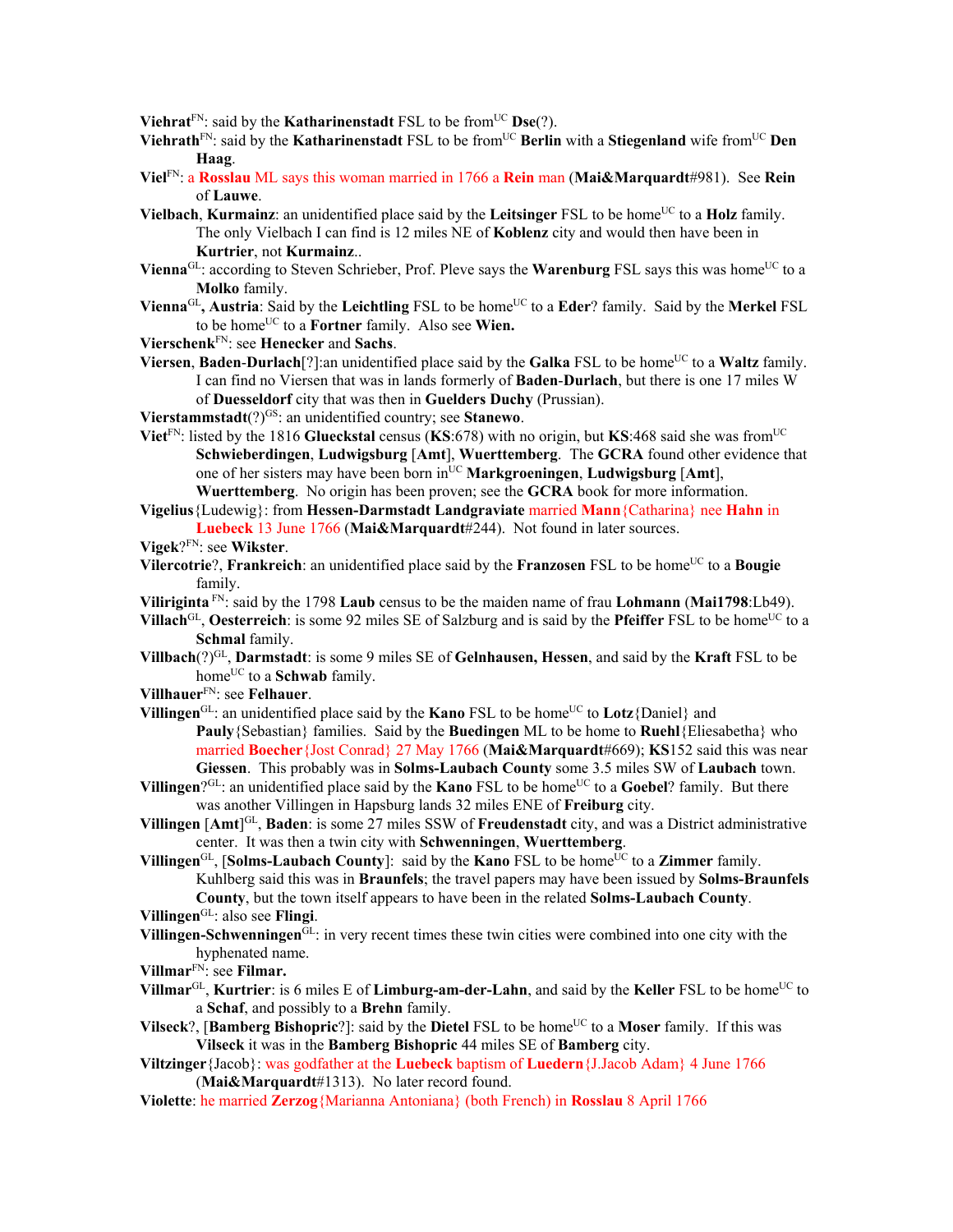**Viehrat**[FN]: said by the **Katharinenstadt** FSL to be from[UC] **Dse**(?).

**Viehrath**[FN]: said by the **Katharinenstadt** FSL to be from[UC] **Berlin** with a **Stiegenland** wife from[UC] **Den Haag**.

**Viel**[FN]: a **Rosslau** ML says this woman married in 1766 a **Rein** man (**Mai&Marquardt**#981). See **Rein** of **Lauwe**.

**Vielbach**, **Kurmainz**: an unidentified place said by the **Leitsinger** FSL to be home[UC] to a **Holz** family. The only Vielbach I can find is 12 miles NE of **Koblenz** city and would then have been in **Kurtrier**, not **Kurmainz**..

**Vienna**[GL]: according to Steven Schrieber, Prof. Pleve says the **Warenburg** FSL says this was home[UC] to a **Molko** family.

**Vienna**[GL]**, Austria**: Said by the **Leichtling** FSL to be home[UC] to a **Eder**? family. Said by the **Merkel** FSL to be home[UC] to a **Fortner** family. Also see **Wien.**

**Vierschenk**[FN]: see **Henecker** and **Sachs**.

**Viersen**, **Baden-Durlach**[?]:an unidentified place said by the **Galka** FSL to be home[UC] to a **Waltz** family. I can find no Viersen that was in lands formerly of **Baden-Durlach**, but there is one 17 miles W of **Duesseldorf** city that was then in **Guelders Duchy** (Prussian).

**Vierstammstadt**(?)[GS]: an unidentified country; see **Stanewo**.

**Viet**[FN]: listed by the 1816 **Glueckstal** census (**KS**:678) with no origin, but **KS**:468 said she was from[UC] **Schwieberdingen**, **Ludwigsburg** [**Amt**], **Wuerttemberg**. The **GCRA** found other evidence that one of her sisters may have been born in[UC] **Markgroeningen**, **Ludwigsburg** [**Amt**], **Wuerttemberg**. No origin has been proven; see the **GCRA** book for more information.

**Vigelius**{Ludewig}: from **Hessen-Darmstadt Landgraviate** married **Mann**{Catharina} nee **Hahn** in **Luebeck** 13 June 1766 (**Mai&Marquardt**#244). Not found in later sources.

**Vigek**?[FN]: see **Wikster**.

**Vilercotrie**?, **Frankreich**: an unidentified place said by the **Franzosen** FSL to be home[UC] to a **Bougie** family.

**Viliriginta** [FN]: said by the 1798 **Laub** census to be the maiden name of frau **Lohmann** (**Mai1798**:Lb49).

**Villach**[GL], **Oesterreich**: is some 92 miles SE of Salzburg and is said by the **Pfeiffer** FSL to be home[UC] to a **Schmal** family.

**Villbach**(?)[GL], **Darmstadt**: is some 9 miles SE of **Gelnhausen, Hessen**, and said by the **Kraft** FSL to be home[UC] to a **Schwab** family.

**Villhauer**[FN]: see **Felhauer**.

**Villingen**[GL]: an unidentified place said by the **Kano** FSL to be home[UC] to **Lotz**{Daniel} and **Pauly**{Sebastian} families. Said by the **Buedingen** ML to be home to **Ruehl**{Eliesabetha} who married **Boecher**{Jost Conrad} 27 May 1766 (**Mai&Marquardt**#669); **KS**152 said this was near **Giessen**. This probably was in **Solms-Laubach County** some 3.5 miles SW of **Laubach** town.

**Villingen**?[GL]: an unidentified place said by the **Kano** FSL to be home[UC] to a **Goebel**? family. But there was another Villingen in Hapsburg lands 32 miles ENE of **Freiburg** city.

**Villingen** [**Amt**][GL], **Baden**: is some 27 miles SSW of **Freudenstadt** city, and was a District administrative center. It was then a twin city with **Schwenningen**, **Wuerttemberg**.

**Villingen**[GL], [**Solms-Laubach County**]: said by the **Kano** FSL to be home[UC] to a **Zimmer** family. Kuhlberg said this was in **Braunfels**; the travel papers may have been issued by **Solms-Braunfels County**, but the town itself appears to have been in the related **Solms-Laubach County**.

**Villingen**[GL]: also see **Flingi**.

**Villingen-Schwenningen**[GL]: in very recent times these twin cities were combined into one city with the hyphenated name.

**Villmar**[FN]: see **Filmar.**

**Villmar**[GL], **Kurtrier**: is 6 miles E of **Limburg-am-der-Lahn**, and said by the **Keller** FSL to be home[UC] to a **Schaf**, and possibly to a **Brehn** family.

**Vilseck**?, [**Bamberg Bishopric**?]: said by the **Dietel** FSL to be home[UC] to a **Moser** family. If this was **Vilseck** it was in the **Bamberg Bishopric** 44 miles SE of **Bamberg** city.

**Viltzinger**{Jacob}: was godfather at the **Luebeck** baptism of **Luedern**{J.Jacob Adam} 4 June 1766 (**Mai&Marquardt**#1313). No later record found.

**Violette**: he married **Zerzog**{Marianna Antoniana} (both French) in **Rosslau** 8 April 1766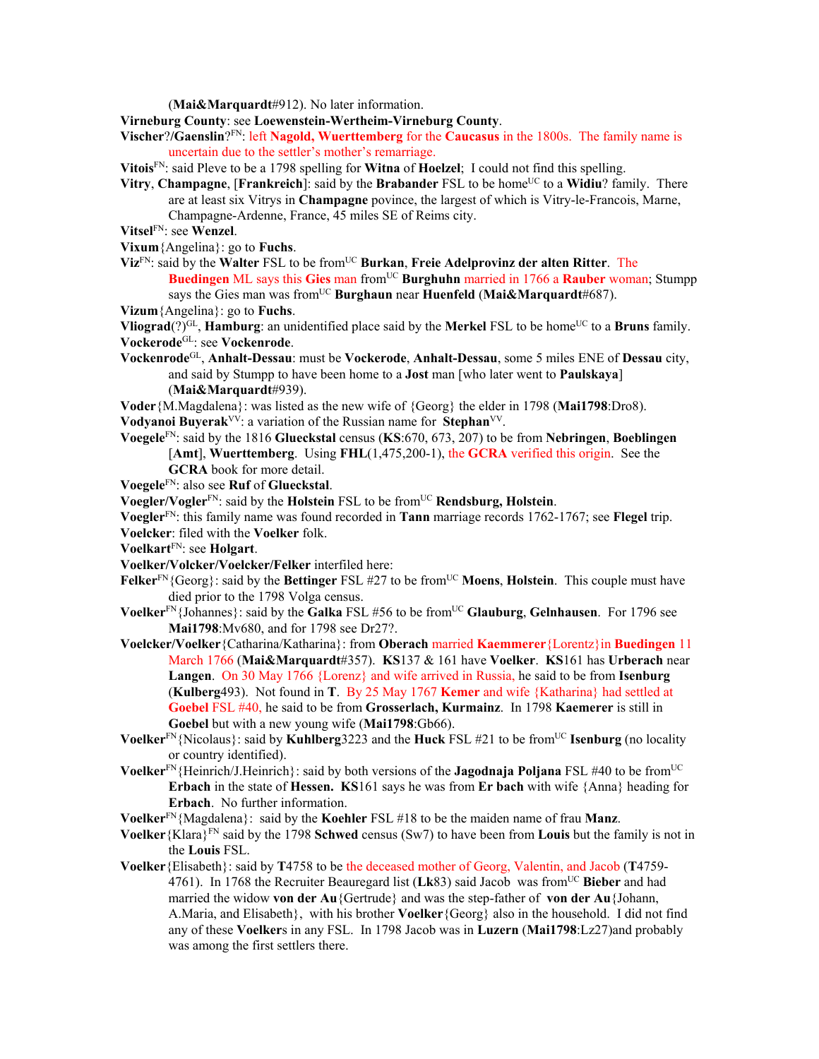(**Mai&Marquardt**#912). No later information.

**Virneburg County**: see **Loewenstein-Wertheim-Virneburg County**.

**Vischer**?/**Gaenslin**?[FN]: left **Nagold, Wuerttemberg** for the **Caucasus** in the 1800s. The family name is uncertain due to the settler's mother's remarriage.

**Vitois**[FN]: said Pleve to be a 1798 spelling for **Witna** of **Hoelzel**; I could not find this spelling.

**Vitry**, **Champagne**, [**Frankreich**]: said by the **Brabander** FSL to be home[UC] to a **Widiu**? family. There are at least six Vitrys in **Champagne** povince, the largest of which is Vitry-le-Francois, Marne, Champagne-Ardenne, France, 45 miles SE of Reims city.

**Vitsel**[FN]: see **Wenzel**.

**Vixum**{Angelina}: go to **Fuchs**.

**Viz**[FN]: said by the **Walter** FSL to be from[UC] **Burkan**, **Freie Adelprovinz der alten Ritter**. The **Buedingen** ML says this **Gies** man from[UC] **Burghuhn** married in 1766 a **Rauber** woman; Stumpp says the Gies man was from[UC] **Burghaun** near **Huenfeld** (**Mai&Marquardt**#687).

**Vizum**{Angelina}: go to **Fuchs**.

**Vliograd**(?)[GL], **Hamburg**: an unidentified place said by the **Merkel** FSL to be home[UC] to a **Bruns** family.

**Vockerode**[GL]: see **Vockenrode**.

**Vockenrode**[GL], **Anhalt-Dessau**: must be **Vockerode**, **Anhalt-Dessau**, some 5 miles ENE of **Dessau** city, and said by Stumpp to have been home to a **Jost** man [who later went to **Paulskaya**] (**Mai&Marquardt**#939).

**Voder**{M.Magdalena}: was listed as the new wife of {Georg} the elder in 1798 (**Mai1798**:Dro8).

**Vodyanoi Buyerak**[VV]: a variation of the Russian name for **Stephan**[VV].

**Voegele**[FN]: said by the 1816 **Glueckstal** census (**KS**:670, 673, 207) to be from **Nebringen**, **Boeblingen** [**Amt**], **Wuerttemberg**. Using **FHL**(1,475,200-1), the **GCRA** verified this origin. See the **GCRA** book for more detail.

**Voegele**[FN]: also see **Ruf** of **Glueckstal**.

**Voegler/Vogler**[FN]: said by the **Holstein** FSL to be from[UC] **Rendsburg, Holstein**.

**Voegler**[FN]: this family name was found recorded in **Tann** marriage records 1762-1767; see **Flegel** trip.

**Voelcker**: filed with the **Voelker** folk.

**Voelkart**[FN]: see **Holgart**.

**Voelker/Volcker/Voelcker/Felker** interfiled here:

**Felker**[FN]{Georg}: said by the **Bettinger** FSL #27 to be from[UC] **Moens**, **Holstein**. This couple must have died prior to the 1798 Volga census.

**Voelker**[FN]{Johannes}: said by the **Galka** FSL #56 to be from[UC] **Glauburg**, **Gelnhausen**. For 1796 see **Mai1798**:Mv680, and for 1798 see Dr27?.

**Voelcker/Voelker**{Catharina/Katharina}: from **Oberach** married **Kaemmerer**{Lorentz}in **Buedingen** 11 March 1766 (**Mai&Marquardt**#357). **KS**137 & 161 have **Voelker**. **KS**161 has **Urberach** near **Langen**. On 30 May 1766 {Lorenz} and wife arrived in Russia, he said to be from **Isenburg** (**Kulberg**493). Not found in **T**. By 25 May 1767 **Kemer** and wife {Katharina} had settled at **Goebel** FSL #40, he said to be from **Grosserlach, Kurmainz**. In 1798 **Kaemerer** is still in **Goebel** but with a new young wife (**Mai1798**:Gb66).

**Voelker**[FN]{Nicolaus}: said by **Kuhlberg**3223 and the **Huck** FSL #21 to be from[UC] **Isenburg** (no locality or country identified).

**Voelker**[FN]{Heinrich/J.Heinrich}: said by both versions of the **Jagodnaja Poljana** FSL #40 to be from[UC] **Erbach** in the state of **Hessen. KS**161 says he was from **Er bach** with wife {Anna} heading for **Erbach**. No further information.

**Voelker**[FN]{Magdalena}: said by the **Koehler** FSL #18 to be the maiden name of frau **Manz**.

**Voelker**{Klara}[FN] said by the 1798 **Schwed** census (Sw7) to have been from **Louis** but the family is not in the **Louis** FSL.

**Voelker**{Elisabeth}: said by **T**4758 to be the deceased mother of Georg, Valentin, and Jacob (**T**4759-4761). In 1768 the Recruiter Beauregard list (**Lk**83) said Jacob was from[UC] **Bieber** and had married the widow **von der Au**{Gertrude} and was the step-father of **von der Au**{Johann, A.Maria, and Elisabeth}, with his brother **Voelker**{Georg} also in the household. I did not find any of these **Voelker**s in any FSL. In 1798 Jacob was in **Luzern** (**Mai1798**:Lz27)and probably was among the first settlers there.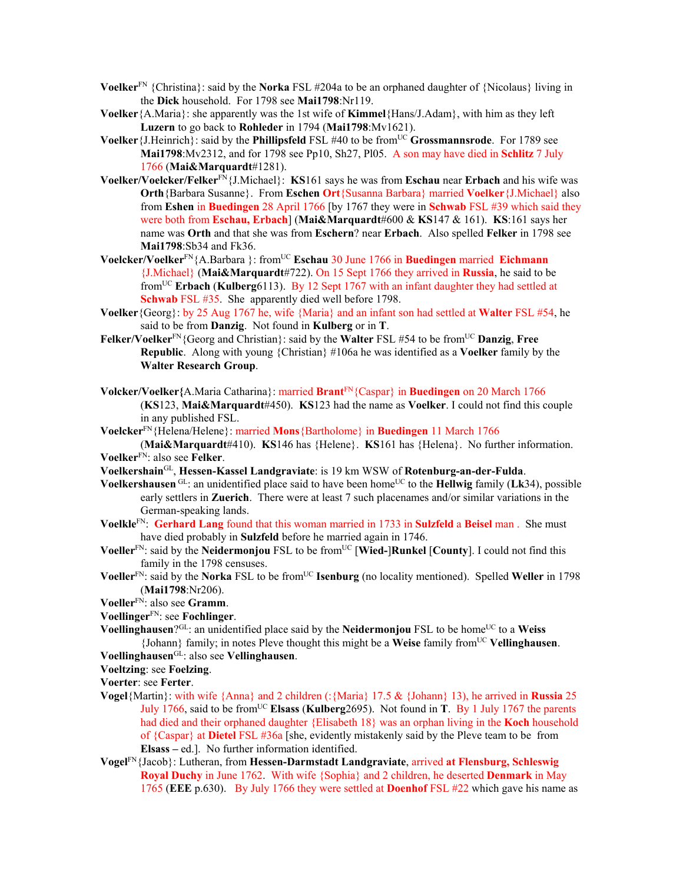**Voelker**[FN] {Christina}: said by the **Norka** FSL #204a to be an orphaned daughter of {Nicolaus} living in the **Dick** household. For 1798 see **Mai1798**:Nr119.

**Voelker**{A.Maria}: she apparently was the 1st wife of **Kimmel**{Hans/J.Adam}, with him as they left **Luzern** to go back to **Rohleder** in 1794 (**Mai1798**:Mv1621).

**Voelker**{J.Heinrich}: said by the **Phillipsfeld** FSL #40 to be from[UC] **Grossmannsrode**. For 1789 see **Mai1798**:Mv2312, and for 1798 see Pp10, Sh27, Pl05. A son may have died in **Schlitz** 7 July 1766 (**Mai&Marquardt**#1281).

**Voelker/Voelcker/Felker**[FN]{J.Michael}: **KS**161 says he was from **Eschau** near **Erbach** and his wife was **Orth**{Barbara Susanne}. From **Eschen Ort**{Susanna Barbara} married **Voelker**{J.Michael} also from **Eshen** in **Buedingen** 28 April 1766 [by 1767 they were in **Schwab** FSL #39 which said they were both from **Eschau, Erbach**] (**Mai&Marquardt**#600 & **KS**147 & 161). **KS**:161 says her name was **Orth** and that she was from **Eschern**? near **Erbach**. Also spelled **Felker** in 1798 see **Mai1798**:Sb34 and Fk36.

**Voelcker/Voelker**[FN]{A.Barbara }: from[UC] **Eschau** 30 June 1766 in **Buedingen** married **Eichmann** {J.Michael} (**Mai&Marquardt**#722). On 15 Sept 1766 they arrived in **Russia**, he said to be from[UC] **Erbach** (**Kulberg**6113). By 12 Sept 1767 with an infant daughter they had settled at **Schwab** FSL #35. She apparently died well before 1798.

**Voelker**{Georg}: by 25 Aug 1767 he, wife {Maria} and an infant son had settled at **Walter** FSL #54, he said to be from **Danzig**. Not found in **Kulberg** or in **T**.

**Felker/Voelker**[FN]{Georg and Christian}: said by the **Walter** FSL #54 to be from[UC] **Danzig**, **Free Republic**. Along with young {Christian} #106a he was identified as a **Voelker** family by the **Walter Research Group**.

**Volcker/Voelker{**A.Maria Catharina}: married **Brant**[FN]{Caspar} in **Buedingen** on 20 March 1766 (**KS**123, **Mai&Marquardt**#450). **KS**123 had the name as **Voelker**. I could not find this couple in any published FSL.

**Voelcker**[FN]{Helena/Helene}: married **Mons**{Bartholome} in **Buedingen** 11 March 1766 (**Mai&Marquardt**#410). **KS**146 has {Helene}. **KS**161 has {Helena}. No further information.

**Voelker**[FN]: also see **Felker**.

**Voelkershain**[GL], **Hessen-Kassel Landgraviate**: is 19 km WSW of **Rotenburg-an-der-Fulda**.

**Voelkershausen** [GL]: an unidentified place said to have been home[UC] to the **Hellwig** family (**Lk**34), possible early settlers in **Zuerich**. There were at least 7 such placenames and/or similar variations in the German-speaking lands.

**Voelkle**[FN]: **Gerhard Lang** found that this woman married in 1733 in **Sulzfeld** a **Beisel** man . She must have died probably in **Sulzfeld** before he married again in 1746.

**Voeller**[FN]: said by the **Neidermonjou** FSL to be from[UC] [**Wied-**]**Runkel** [**County**]. I could not find this family in the 1798 censuses.

**Voeller**[FN]: said by the **Norka** FSL to be from[UC] **Isenburg** (no locality mentioned). Spelled **Weller** in 1798 (**Mai1798**:Nr206).

**Voeller**[FN]: also see **Gramm**.

**Voellinger**[FN]: see **Fochlinger**.

**Voellinghausen**?[GL]: an unidentified place said by the **Neidermonjou** FSL to be home[UC] to a **Weiss** {Johann} family; in notes Pleve thought this might be a **Weise** family from[UC] **Vellinghausen**.

**Voellinghausen**[GL]: also see **Vellinghausen**.

**Voeltzing**: see **Foelzing**.

**Voerter**: see **Ferter**.

**Vogel**{Martin}: with wife {Anna} and 2 children (:{Maria} 17.5 & {Johann} 13), he arrived in **Russia** 25 July 1766, said to be from[UC] **Elsass** (**Kulberg**2695). Not found in **T**. By 1 July 1767 the parents had died and their orphaned daughter {Elisabeth 18} was an orphan living in the **Koch** household of {Caspar} at **Dietel** FSL #36a [she, evidently mistakenly said by the Pleve team to be from **Elsass** – ed.]. No further information identified.

**Vogel**[FN]{Jacob}: Lutheran, from **Hessen-Darmstadt Landgraviate**, arrived **at Flensburg, Schleswig Royal Duchy** in June 1762. With wife {Sophia} and 2 children, he deserted **Denmark** in May 1765 (**EEE** p.630). By July 1766 they were settled at **Doenhof** FSL #22 which gave his name as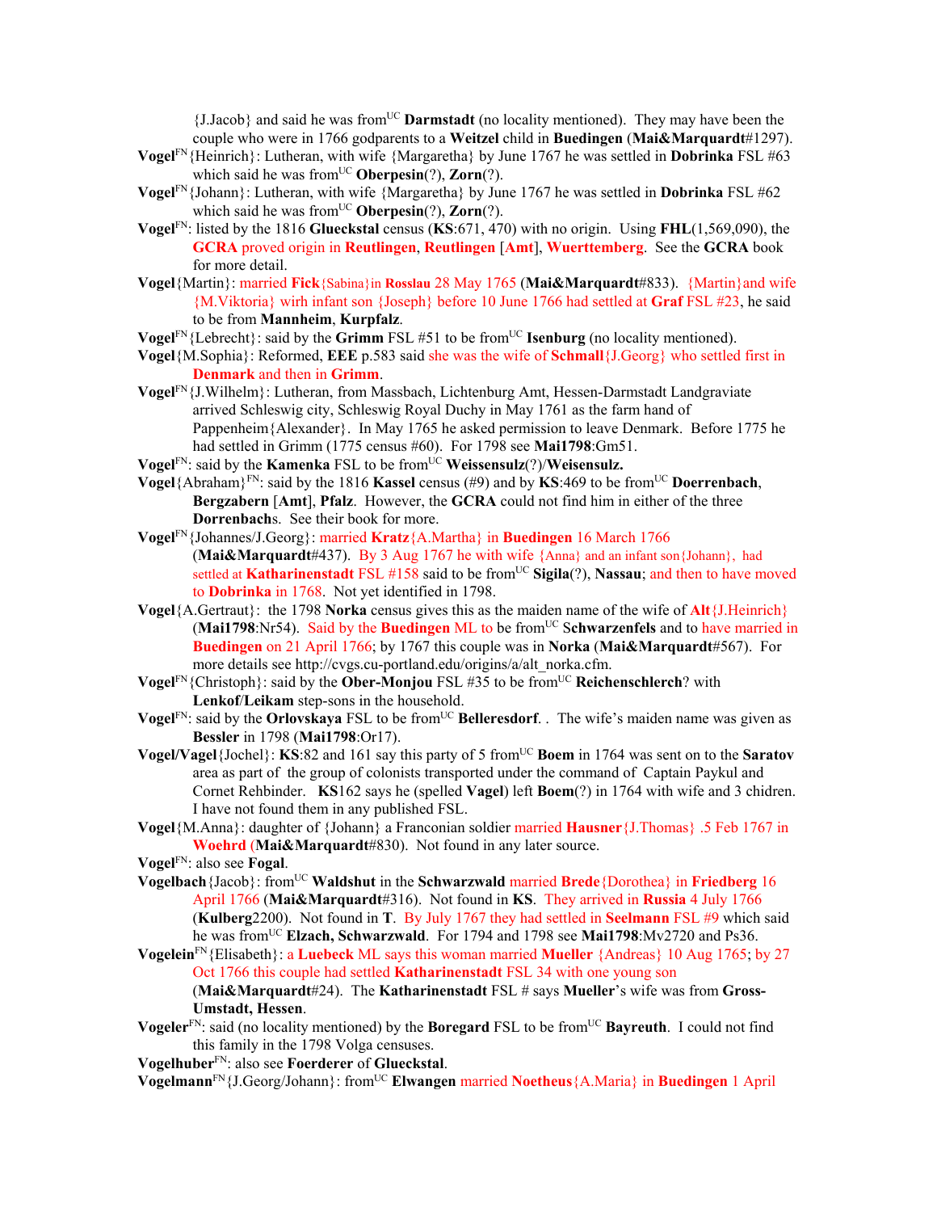{J.Jacob} and said he was from[UC] **Darmstadt** (no locality mentioned). They may have been the couple who were in 1766 godparents to a **Weitzel** child in **Buedingen** (**Mai&Marquardt**#1297).

**Vogel**[FN]{Heinrich}: Lutheran, with wife {Margaretha} by June 1767 he was settled in **Dobrinka** FSL #63 which said he was from[UC] **Oberpesin**(?), **Zorn**(?).

**Vogel**[FN]{Johann}: Lutheran, with wife {Margaretha} by June 1767 he was settled in **Dobrinka** FSL #62 which said he was from[UC] **Oberpesin**(?), **Zorn**(?).

**Vogel**[FN]: listed by the 1816 **Glueckstal** census (**KS**:671, 470) with no origin. Using **FHL**(1,569,090), the **GCRA** proved origin in **Reutlingen**, **Reutlingen** [**Amt**], **Wuerttemberg**. See the **GCRA** book for more detail.

**Vogel**{Martin}: married **Fick**{Sabina}in **Rosslau** 28 May 1765 (**Mai&Marquardt**#833). {Martin}and wife {M.Viktoria} wirh infant son {Joseph} before 10 June 1766 had settled at **Graf** FSL #23, he said to be from **Mannheim**, **Kurpfalz**.

**Vogel**[FN]{Lebrecht}: said by the **Grimm** FSL #51 to be from[UC] **Isenburg** (no locality mentioned).

**Vogel**{M.Sophia}: Reformed, **EEE** p.583 said she was the wife of **Schmall**{J.Georg} who settled first in **Denmark** and then in **Grimm**.

**Vogel**[FN]{J.Wilhelm}: Lutheran, from Massbach, Lichtenburg Amt, Hessen-Darmstadt Landgraviate arrived Schleswig city, Schleswig Royal Duchy in May 1761 as the farm hand of Pappenheim{Alexander}. In May 1765 he asked permission to leave Denmark. Before 1775 he had settled in Grimm (1775 census #60). For 1798 see **Mai1798**:Gm51.

**Vogel**[FN]: said by the **Kamenka** FSL to be from[UC] **Weissensulz**(?)/**Weisensulz.**

**Vogel**{Abraham}[FN]: said by the 1816 **Kassel** census (#9) and by **KS**:469 to be from[UC] **Doerrenbach**, **Bergzabern** [**Amt**], **Pfalz**. However, the **GCRA** could not find him in either of the three **Dorrenbach**s. See their book for more.

**Vogel**[FN]{Johannes/J.Georg}: married **Kratz**{A.Martha} in **Buedingen** 16 March 1766 (**Mai&Marquardt**#437). By 3 Aug 1767 he with wife {Anna} and an infant son{Johann}, had settled at **Katharinenstadt** FSL #158 said to be from[UC] **Sigila**(?), **Nassau**; and then to have moved to **Dobrinka** in 1768. Not yet identified in 1798.

**Vogel**{A.Gertraut}: the 1798 **Norka** census gives this as the maiden name of the wife of **Alt**{J.Heinrich} (**Mai1798**:Nr54). Said by the **Buedingen** ML to be from[UC] **Schwarzenfels** and to have married in **Buedingen** on 21 April 1766; by 1767 this couple was in **Norka** (**Mai&Marquardt**#567). For more details see http://cvgs.cu-portland.edu/origins/a/alt_norka.cfm.

**Vogel**[FN]{Christoph}: said by the **Ober-Monjou** FSL #35 to be from[UC] **Reichenschlerch**? with **Lenkof**/**Leikam** step-sons in the household.

**Vogel**[FN]: said by the **Orlovskaya** FSL to be from[UC] **Belleresdorf**. . The wife's maiden name was given as **Bessler** in 1798 (**Mai1798**:Or17).

**Vogel/Vagel**{Jochel}: **KS**:82 and 161 say this party of 5 from[UC] **Boem** in 1764 was sent on to the **Saratov** area as part of the group of colonists transported under the command of Captain Paykul and Cornet Rehbinder. **KS**162 says he (spelled **Vagel**) left **Boem**(?) in 1764 with wife and 3 chidren. I have not found them in any published FSL.

**Vogel**{M.Anna}: daughter of {Johann} a Franconian soldier married **Hausner**{J.Thomas} .5 Feb 1767 in **Woehrd** (**Mai&Marquardt**#830). Not found in any later source.

**Vogel**[FN]: also see **Fogal**.

**Vogelbach**{Jacob}: from[UC] **Waldshut** in the **Schwarzwald** married **Brede**{Dorothea} in **Friedberg** 16 April 1766 (**Mai&Marquardt**#316). Not found in **KS**. They arrived in **Russia** 4 July 1766 (**Kulberg**2200). Not found in **T**. By July 1767 they had settled in **Seelmann** FSL #9 which said he was from[UC] **Elzach, Schwarzwald**. For 1794 and 1798 see **Mai1798**:Mv2720 and Ps36.

**Vogelein**[FN]{Elisabeth}: a **Luebeck** ML says this woman married **Mueller** {Andreas} 10 Aug 1765; by 27 Oct 1766 this couple had settled **Katharinenstadt** FSL 34 with one young son (**Mai&Marquardt**#24). The **Katharinenstadt** FSL # says **Mueller**'s wife was from **Gross-Umstadt, Hessen**.

**Vogeler**[FN]: said (no locality mentioned) by the **Boregard** FSL to be from[UC] **Bayreuth**. I could not find this family in the 1798 Volga censuses.

**Vogelhuber**[FN]: also see **Foerderer** of **Glueckstal**.

**Vogelmann**[FN]{J.Georg/Johann}: from[UC] **Elwangen** married **Noetheus**{A.Maria} in **Buedingen** 1 April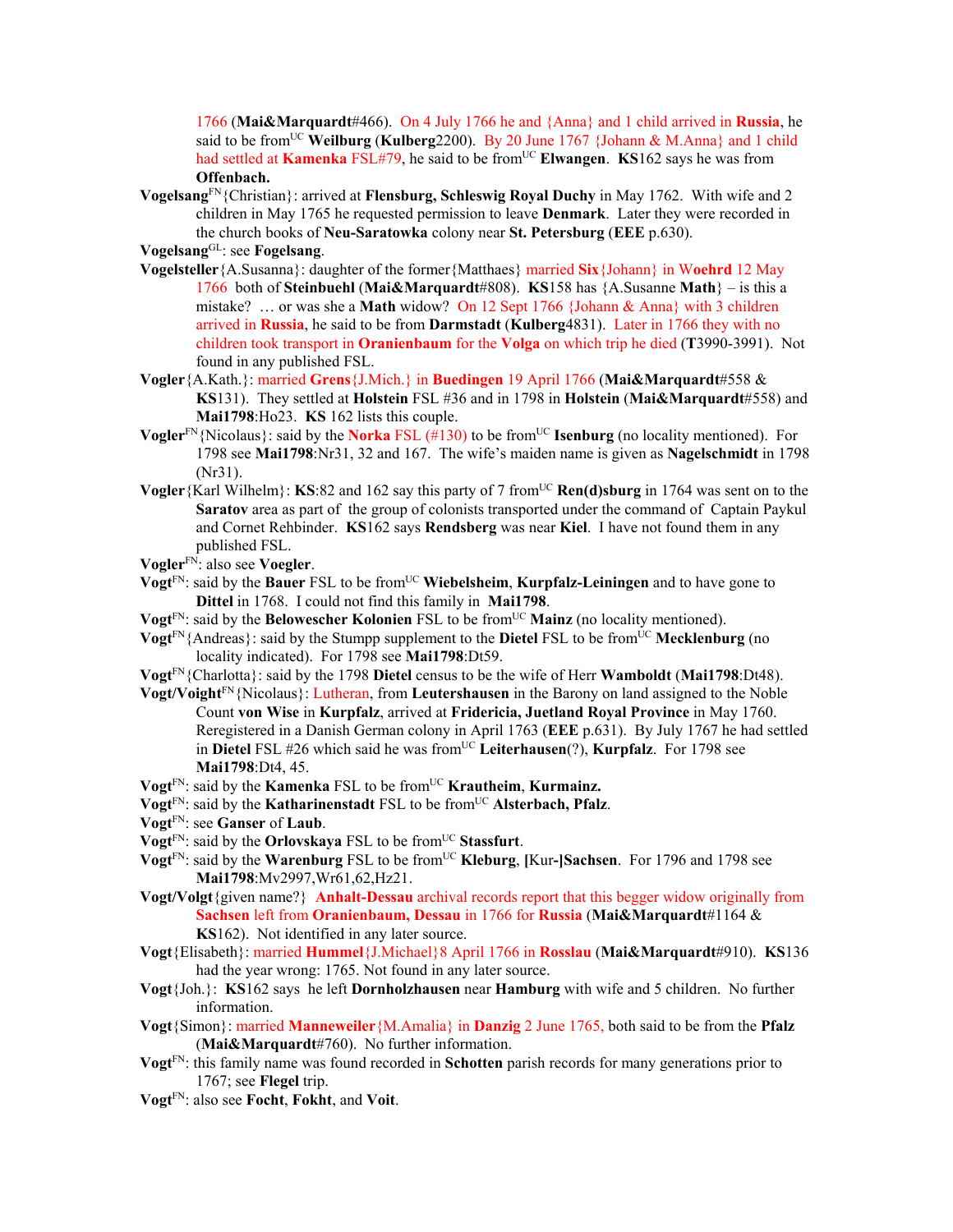1766 (**Mai&Marquardt**#466). On 4 July 1766 he and {Anna} and 1 child arrived in **Russia**, he said to be from[UC] **Weilburg** (**Kulberg**2200). By 20 June 1767 {Johann & M.Anna} and 1 child had settled at **Kamenka** FSL#79, he said to be from[UC] **Elwangen**. **KS**162 says he was from **Offenbach.**

**Vogelsang**[FN]{Christian}: arrived at **Flensburg, Schleswig Royal Duchy** in May 1762. With wife and 2 children in May 1765 he requested permission to leave **Denmark**. Later they were recorded in the church books of **Neu-Saratowka** colony near **St. Petersburg** (**EEE** p.630).

**Vogelsang**[GL]: see **Fogelsang**.

**Vogelsteller**{A.Susanna}: daughter of the former{Matthaes} married **Six**{Johann} in W**oehrd** 12 May 1766 both of **Steinbuehl** (**Mai&Marquardt**#808). **KS**158 has {A.Susanne **Math**} – is this a mistake? … or was she a **Math** widow? On 12 Sept 1766 {Johann & Anna} with 3 children arrived in **Russia**, he said to be from **Darmstadt** (**Kulberg**4831). Later in 1766 they with no children took transport in **Oranienbaum** for the **Volga** on which trip he died (**T**3990-3991). Not found in any published FSL.

**Vogler**{A.Kath.}: married **Grens**{J.Mich.} in **Buedingen** 19 April 1766 (**Mai&Marquardt**#558 & **KS**131). They settled at **Holstein** FSL #36 and in 1798 in **Holstein** (**Mai&Marquardt**#558) and **Mai1798**:Ho23. **KS** 162 lists this couple.

**Vogler**[FN]{Nicolaus}: said by the **Norka** FSL (#130) to be from[UC] **Isenburg** (no locality mentioned). For 1798 see **Mai1798**:Nr31, 32 and 167. The wife's maiden name is given as **Nagelschmidt** in 1798 (Nr31).

**Vogler**{Karl Wilhelm}: **KS**:82 and 162 say this party of 7 from[UC] **Ren(d)sburg** in 1764 was sent on to the **Saratov** area as part of the group of colonists transported under the command of Captain Paykul and Cornet Rehbinder. **KS**162 says **Rendsberg** was near **Kiel**. I have not found them in any published FSL.

**Vogler**[FN]: also see **Voegler**.

**Vogt**[FN]: said by the **Bauer** FSL to be from[UC] **Wiebelsheim**, **Kurpfalz-Leiningen** and to have gone to **Dittel** in 1768. I could not find this family in **Mai1798**.

**Vogt**[FN]: said by the **Belowescher Kolonien** FSL to be from[UC] **Mainz** (no locality mentioned).

**Vogt**[FN]{Andreas}: said by the Stumpp supplement to the **Dietel** FSL to be from[UC] **Mecklenburg** (no locality indicated). For 1798 see **Mai1798**:Dt59.

**Vogt**[FN]{Charlotta}: said by the 1798 **Dietel** census to be the wife of Herr **Wamboldt** (**Mai1798**:Dt48).

**Vogt/Voight**[FN]{Nicolaus}: Lutheran, from **Leutershausen** in the Barony on land assigned to the Noble Count **von Wise** in **Kurpfalz**, arrived at **Fridericia, Juetland Royal Province** in May 1760. Reregistered in a Danish German colony in April 1763 (**EEE** p.631). By July 1767 he had settled in **Dietel** FSL #26 which said he was from[UC] **Leiterhausen**(?), **Kurpfalz**. For 1798 see **Mai1798**:Dt4, 45.

**Vogt**[FN]: said by the **Kamenka** FSL to be from[UC] **Krautheim**, **Kurmainz.**

**Vogt**[FN]: said by the **Katharinenstadt** FSL to be from[UC] **Alsterbach, Pfalz**.

**Vogt**[FN]: see **Ganser** of **Laub**.

**Vogt**[FN]: said by the **Orlovskaya** FSL to be from[UC] **Stassfurt**.

**Vogt**[FN]: said by the **Warenburg** FSL to be from[UC] **Kleburg**, **[**Kur**-]Sachsen**. For 1796 and 1798 see **Mai1798**:Mv2997,Wr61,62,Hz21.

**Vogt/Volgt**{given name?} **Anhalt-Dessau** archival records report that this begger widow originally from **Sachsen** left from **Oranienbaum, Dessau** in 1766 for **Russia** (**Mai&Marquardt**#1164 & **KS**162). Not identified in any later source.

**Vogt**{Elisabeth}: married **Hummel**{J.Michael}8 April 1766 in **Rosslau** (**Mai&Marquardt**#910). **KS**136 had the year wrong: 1765. Not found in any later source.

**Vogt**{Joh.}: **KS**162 says he left **Dornholzhausen** near **Hamburg** with wife and 5 children. No further information.

**Vogt**{Simon}: married **Manneweiler**{M.Amalia} in **Danzig** 2 June 1765, both said to be from the **Pfalz** (**Mai&Marquardt**#760). No further information.

**Vogt**[FN]: this family name was found recorded in **Schotten** parish records for many generations prior to 1767; see **Flegel** trip.

**Vogt**[FN]: also see **Focht**, **Fokht**, and **Voit**.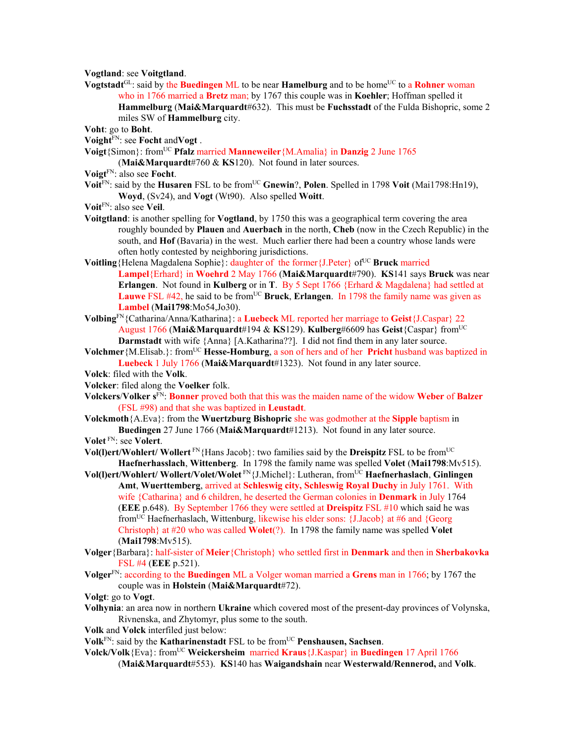**Vogtland**: see **Voitgtland**.

**Vogtstadt**[GL]: said by the **Buedingen** ML to be near **Hamelburg** and to be home[UC] to a **Rohner** woman who in 1766 married a **Bretz** man; by 1767 this couple was in **Koehler**; Hoffman spelled it **Hammelburg** (**Mai&Marquardt**#632). This must be **Fuchsstadt** of the Fulda Bishopric, some 2 miles SW of **Hammelburg** city.

**Voht**: go to **Boht**.

**Voight**[FN]: see **Focht** and **Vogt** .

**Voigt**{Simon}: from[UC] **Pfalz** married **Manneweiler**{M.Amalia} in **Danzig** 2 June 1765 (**Mai&Marquardt**#760 & **KS**120). Not found in later sources.

**Voigt**[FN]: also see **Focht**.

**Voit**[FN]: said by the **Husaren** FSL to be from[UC] **Gnewin**?, **Polen**. Spelled in 1798 **Voit** (Mai1798:Hn19), **Woyd**, (Sv24), and **Vogt** (Wt90). Also spelled **Woitt**.

**Voit**[FN]: also see **Veil**.

**Voitgtland**: is another spelling for **Vogtland**, by 1750 this was a geographical term covering the area roughly bounded by **Plauen** and **Auerbach** in the north, **Cheb** (now in the Czech Republic) in the south, and **Hof** (Bavaria) in the west. Much earlier there had been a country whose lands were often hotly contested by neighboring jurisdictions.

**Voitling**{Helena Magdalena Sophie}: daughter of the former{J.Peter} of[UC] **Bruck** married **Lampel**{Erhard} in **Woehrd** 2 May 1766 (**Mai&Marquardt**#790). **KS**141 says **Bruck** was near **Erlangen**. Not found in **Kulberg** or in **T**. By 5 Sept 1766 {Erhard & Magdalena} had settled at **Lauwe** FSL #42, he said to be from[UC] **Bruck**, **Erlangen**. In 1798 the family name was given as **Lambel** (**Mai1798**:Mo54,Jo30).

**Volbing**[FN]{Catharina/Anna/Katharina}: a **Luebeck** ML reported her marriage to **Geist**{J.Caspar} 22 August 1766 (**Mai&Marquardt**#194 & **KS**129). **Kulberg**#6609 has **Geist**{Caspar} from[UC] **Darmstadt** with wife {Anna} [A.Katharina??]. I did not find them in any later source.

**Volchmer**{M.Elisab.}: from[UC] **Hesse-Homburg**, a son of hers and of her **Pricht** husband was baptized in **Luebeck** 1 July 1766 (**Mai&Marquardt**#1323). Not found in any later source.

**Volck**: filed with the **Volk**.

**Volcker**: filed along the **Voelker** folk.

**Volckers**/**Volker s**[FN]: **Bonner** proved both that this was the maiden name of the widow **Weber** of **Balzer** (FSL #98) and that she was baptized in **Leustadt**.

**Volckmoth**{A.Eva}: from the **Wuertzburg Bishopric** she was godmother at the **Sipple** baptism in **Buedingen** 27 June 1766 (**Mai&Marquardt**#1213). Not found in any later source.

**Volet** [FN]: see **Volert**.

**Vol(l)ert/Wohlert/ Wollert** [FN]{Hans Jacob}: two families said by the **Dreispitz** FSL to be from[UC] **Haefnerhasslach**, **Wittenberg**. In 1798 the family name was spelled **Volet** (**Mai1798**:Mv515).

**Vol(l)ert/Wohlert/ Wollert/Volet/Wolet** [FN]{J.Michel}: Lutheran, from[UC] **Haefnerhaslach**, **Ginlingen Amt**, **Wuerttemberg**, arrived at **Schleswig city, Schleswig Royal Duchy** in July 1761. With wife {Catharina} and 6 children, he deserted the German colonies in **Denmark** in July 1764 (**EEE** p.648). By September 1766 they were settled at **Dreispitz** FSL #10 which said he was from[UC] Haefnerhaslach, Wittenburg, likewise his elder sons: {J.Jacob} at #6 and {Georg Christoph} at #20 who was called **Wolet**(?). In 1798 the family name was spelled **Volet** (**Mai1798**:Mv515).

**Volger**{Barbara}: half-sister of **Meier**{Christoph} who settled first in **Denmark** and then in **Sherbakovka** FSL #4 (**EEE** p.521).

**Volger**[FN]: according to the **Buedingen** ML a Volger woman married a **Grens** man in 1766; by 1767 the couple was in **Holstein** (**Mai&Marquardt**#72).

**Volgt**: go to **Vogt**.

**Volhynia**: an area now in northern **Ukraine** which covered most of the present-day provinces of Volynska, Rivnenska, and Zhytomyr, plus some to the south.

**Volk** and **Volck** interfiled just below:

**Volk**[FN]: said by the **Katharinenstadt** FSL to be from[UC] **Penshausen, Sachsen**.

**Volck/Volk**{Eva}: from[UC] **Weickersheim** married **Kraus**{J.Kaspar} in **Buedingen** 17 April 1766 (**Mai&Marquardt**#553). **KS**140 has **Waigandshain** near **Westerwald/Rennerod,** and **Volk**.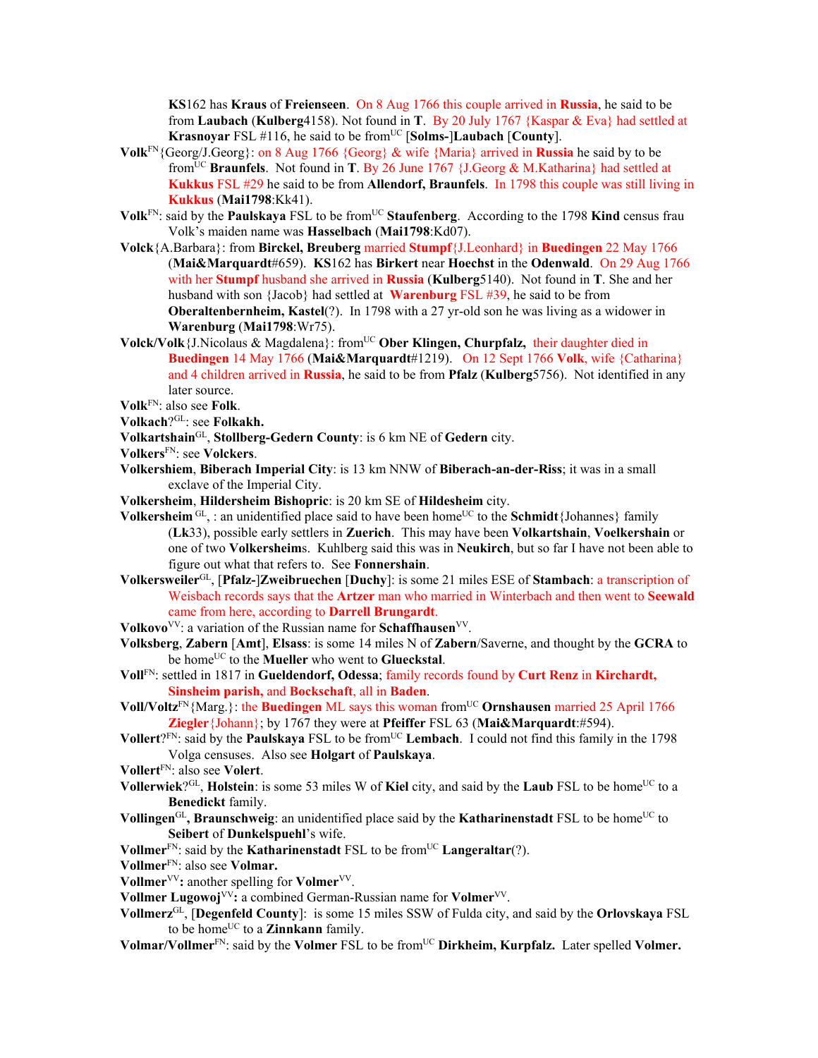**KS**162 has **Kraus** of **Freienseen**. On 8 Aug 1766 this couple arrived in **Russia**, he said to be from **Laubach** (**Kulberg**4158). Not found in **T**. By 20 July 1767 {Kaspar & Eva} had settled at **Krasnoyar** FSL #116, he said to be from[UC] [**Solms-**]**Laubach** [**County**].

**Volk**[FN]{Georg/J.Georg}: on 8 Aug 1766 {Georg} & wife {Maria} arrived in **Russia** he said by to be from[UC] **Braunfels**. Not found in **T**. By 26 June 1767 {J.Georg & M.Katharina} had settled at **Kukkus** FSL #29 he said to be from **Allendorf, Braunfels**. In 1798 this couple was still living in **Kukkus** (**Mai1798**:Kk41).

**Volk**[FN]: said by the **Paulskaya** FSL to be from[UC] **Staufenberg**. According to the 1798 **Kind** census frau Volk's maiden name was **Hasselbach** (**Mai1798**:Kd07).

**Volck**{A.Barbara}: from **Birckel, Breuberg** married **Stumpf**{J.Leonhard} in **Buedingen** 22 May 1766 (**Mai&Marquardt**#659). **KS**162 has **Birkert** near **Hoechst** in the **Odenwald**. On 29 Aug 1766 with her **Stumpf** husband she arrived in **Russia** (**Kulberg**5140). Not found in **T**. She and her husband with son {Jacob} had settled at **Warenburg** FSL #39, he said to be from **Oberaltenbernheim, Kastel**(?). In 1798 with a 27 yr-old son he was living as a widower in **Warenburg** (**Mai1798**:Wr75).

**Volck/Volk**{J.Nicolaus & Magdalena}: from[UC] **Ober Klingen, Churpfalz,** their daughter died in **Buedingen** 14 May 1766 (**Mai&Marquardt**#1219). On 12 Sept 1766 **Volk**, wife {Catharina} and 4 children arrived in **Russia**, he said to be from **Pfalz** (**Kulberg**5756). Not identified in any later source.

**Volk**[FN]: also see **Folk**.

**Volkach**?[GL]: see **Folkakh.**

**Volkartshain**[GL], **Stollberg-Gedern County**: is 6 km NE of **Gedern** city.

**Volkers**[FN]: see **Volckers**.

**Volkershiem**, **Biberach Imperial City**: is 13 km NNW of **Biberach-an-der-Riss**; it was in a small exclave of the Imperial City.

**Volkersheim**, **Hildersheim Bishopric**: is 20 km SE of **Hildesheim** city.

**Volkersheim** [GL], : an unidentified place said to have been home[UC] to the **Schmidt**{Johannes} family (**Lk**33), possible early settlers in **Zuerich**. This may have been **Volkartshain**, **Voelkershain** or one of two **Volkersheim**s. Kuhlberg said this was in **Neukirch**, but so far I have not been able to figure out what that refers to. See **Fonnershain**.

**Volkersweiler**[GL], [**Pfalz-**]**Zweibruechen** [**Duchy**]: is some 21 miles ESE of **Stambach**: a transcription of Weisbach records says that the **Artzer** man who married in Winterbach and then went to **Seewald** came from here, according to **Darrell Brungardt**.

**Volkovo**[VV]: a variation of the Russian name for **Schaffhausen**[VV].

**Volksberg**, **Zabern** [**Amt**], **Elsass**: is some 14 miles N of **Zabern**/Saverne, and thought by the **GCRA** to be home[UC] to the **Mueller** who went to **Glueckstal**.

**Voll**[FN]: settled in 1817 in **Gueldendorf, Odessa**; family records found by **Curt Renz** in **Kirchardt, Sinsheim parish,** and **Bockschaft**, all in **Baden**.

**Voll/Voltz**[FN]{Marg.}: the **Buedingen** ML says this woman from[UC] **Ornshausen** married 25 April 1766 **Ziegler**{Johann}; by 1767 they were at **Pfeiffer** FSL 63 (**Mai&Marquardt**:#594).

**Vollert**?[FN]: said by the **Paulskaya** FSL to be from[UC] **Lembach**. I could not find this family in the 1798 Volga censuses. Also see **Holgart** of **Paulskaya**.

**Vollert**[FN]: also see **Volert**.

**Vollerwiek**?[GL], **Holstein**: is some 53 miles W of **Kiel** city, and said by the **Laub** FSL to be home[UC] to a **Benedickt** family.

**Vollingen**[GL]**, Braunschweig**: an unidentified place said by the **Katharinenstadt** FSL to be home[UC] to **Seibert** of **Dunkelspuehl**'s wife.

**Vollmer**[FN]: said by the **Katharinenstadt** FSL to be from[UC] **Langeraltar**(?).

**Vollmer**[FN]: also see **Volmar.**

**Vollmer**[VV]**:** another spelling for **Volmer**[VV].

**Vollmer Lugowoj**[VV]**:** a combined German-Russian name for **Volmer**[VV].

**Vollmerz**[GL], [**Degenfeld County**]: is some 15 miles SSW of Fulda city, and said by the **Orlovskaya** FSL to be home[UC] to a **Zinnkann** family.

**Volmar/Vollmer**[FN]: said by the **Volmer** FSL to be from[UC] **Dirkheim, Kurpfalz.** Later spelled **Volmer.**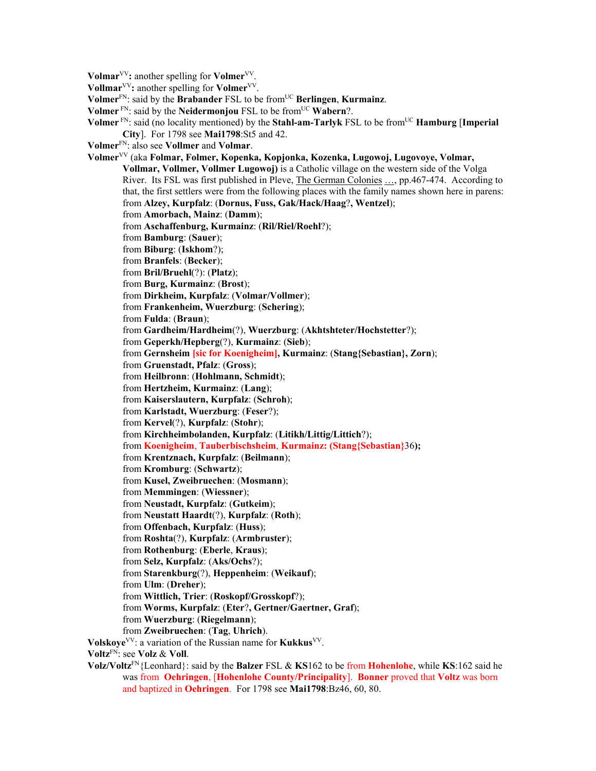**Volmar**VV**:** another spelling for **Volmer**VV.

**Vollmar**VV**:** another spelling for **Volmer**VV.

**Volmer**FN: said by the **Brabander** FSL to be fromUC **Berlingen**, **Kurmainz**.

**Volmer** FN: said by the **Neidermonjou** FSL to be fromUC **Wabern**?.

**Volmer** FN: said (no locality mentioned) by the **Stahl-am-Tarlyk** FSL to be fromUC **Hamburg** [**Imperial City**]. For 1798 see **Mai1798**:St5 and 42.

**Volmer**FN: also see **Vollmer** and **Volmar**.

**Volmer**VV (aka **Folmar, Folmer, Kopenka, Kopjonka, Kozenka, Lugowoj, Lugovoye, Volmar, Vollmar, Vollmer, Vollmer Lugowoj)** is a Catholic village on the western side of the Volga River. Its FSL was first published in Pleve, The German Colonies …, pp.467-474. According to that, the first settlers were from the following places with the family names shown here in parens:

from **Alzey, Kurpfalz**: (**Dornus, Fuss, Gak/Hack/Haag**?**, Wentzel**);
from **Amorbach, Mainz**: (**Damm**);
from **Aschaffenburg, Kurmainz**: (**Ril/Riel/Roehl**?);
from **Bamburg**: (**Sauer**);
from **Biburg**: (**Iskhom**?);
from **Branfels**: (**Becker**);
from **Bril/Bruehl**(?): (**Platz**);
from **Burg, Kurmainz**: (**Brost**);
from **Dirkheim, Kurpfalz**: (**Volmar/Vollmer**);
from **Frankenheim, Wuerzburg**: (**Schering**);
from **Fulda**: (**Braun**);
from **Gardheim/Hardheim**(?), **Wuerzburg**: (**Akhtshteter/Hochstetter**?);
from **Geperkh/Hepberg**(?), **Kurmainz**: (**Sieb**);
from **Gernsheim [sic for Koenigheim], Kurmainz**: (**Stang{Sebastian}, Zorn**);
from **Gruenstadt, Pfalz**: (**Gross**);
from **Heilbronn**: (**Hohlmann, Schmidt**);
from **Hertzheim, Kurmainz**: (**Lang**);
from **Kaiserslautern, Kurpfalz**: (**Schroh**);
from **Karlstadt, Wuerzburg**: (**Feser**?);
from **Kervel**(?), **Kurpfalz**: (**Stohr**);
from **Kirchheimbolanden, Kurpfalz**: (**Litikh/Littig/Littich**?);
from **Koenigheim**, **Tauberbischsheim**, **Kurmainz: (Stang{Sebastian}**36**);**
from **Krentznach, Kurpfalz**: (**Beilmann**);
from **Kromburg**: (**Schwartz**);
from **Kusel, Zweibruechen**: (**Mosmann**);
from **Memmingen**: (**Wiessner**);
from **Neustadt, Kurpfalz**: (**Gutkeim**);
from **Neustatt Haardt**(?), **Kurpfalz**: (**Roth**);
from **Offenbach, Kurpfalz**: (**Huss**);
from **Roshta**(?), **Kurpfalz**: (**Armbruster**);
from **Rothenburg**: (**Eberle**, **Kraus**);
from **Selz, Kurpfalz**: (**Aks/Ochs**?);
from **Starenkburg**(?), **Heppenheim**: (**Weikauf**);
from **Ulm**: (**Dreher**);
from **Wittlich, Trier**: (**Roskopf/Grosskopf**?);
from **Worms, Kurpfalz**: (**Eter**?**, Gertner/Gaertner, Graf**);
from **Wuerzburg**: (**Riegelmann**);
from **Zweibruechen**: (**Tag**, **Uhrich**).

**Volskoye**VV: a variation of the Russian name for **Kukkus**VV.

**Voltz**FN: see **Volz** & **Voll**.

**Volz/Voltz**FN{Leonhard}: said by the **Balzer** FSL & **KS**162 to be from **Hohenlohe**, while **KS**:162 said he was from **Oehringen**, [**Hohenlohe County/Principality**]. **Bonner** proved that **Voltz** was born and baptized in **Oehringen**. For 1798 see **Mai1798**:Bz46, 60, 80.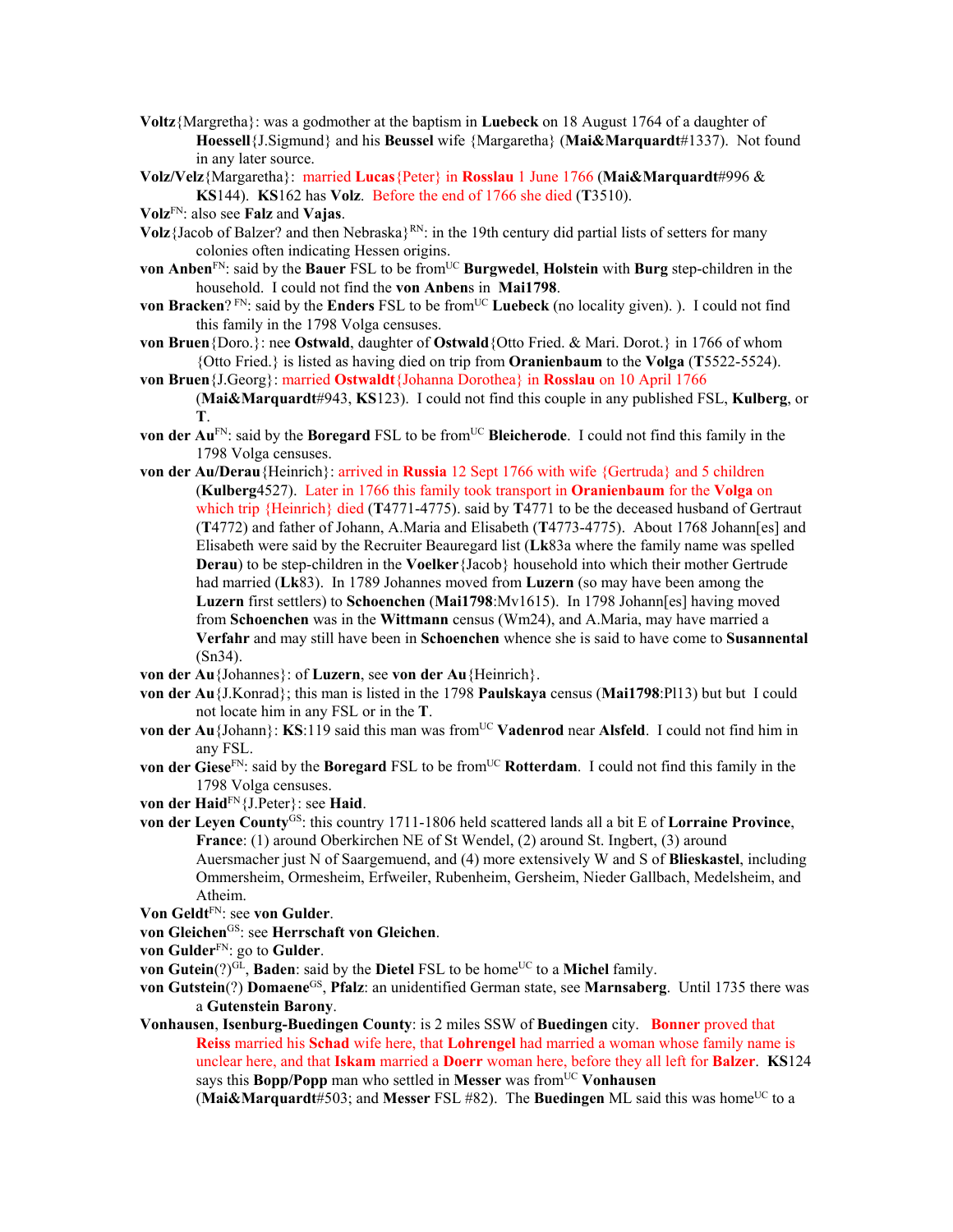**Voltz**{Margretha}: was a godmother at the baptism in **Luebeck** on 18 August 1764 of a daughter of **Hoessell**{J.Sigmund} and his **Beussel** wife {Margaretha} (**Mai&Marquardt**#1337). Not found in any later source.

**Volz/Velz**{Margaretha}: married **Lucas**{Peter} in **Rosslau** 1 June 1766 (**Mai&Marquardt**#996 & **KS**144). **KS**162 has **Volz**. Before the end of 1766 she died (**T**3510).

**Volz**[FN]: also see **Falz** and **Vajas**.

**Volz**{Jacob of Balzer? and then Nebraska}[RN]: in the 19th century did partial lists of setters for many colonies often indicating Hessen origins.

**von Anben**[FN]: said by the **Bauer** FSL to be from[UC] **Burgwedel**, **Holstein** with **Burg** step-children in the household. I could not find the **von Anben**s in **Mai1798**.

**von Bracken**? [FN]: said by the **Enders** FSL to be from[UC] **Luebeck** (no locality given). ). I could not find this family in the 1798 Volga censuses.

**von Bruen**{Doro.}: nee **Ostwald**, daughter of **Ostwald**{Otto Fried. & Mari. Dorot.} in 1766 of whom {Otto Fried.} is listed as having died on trip from **Oranienbaum** to the **Volga** (**T**5522-5524).

**von Bruen**{J.Georg}: married **Ostwaldt**{Johanna Dorothea} in **Rosslau** on 10 April 1766 (**Mai&Marquardt**#943, **KS**123). I could not find this couple in any published FSL, **Kulberg**, or **T**.

**von der Au**[FN]: said by the **Boregard** FSL to be from[UC] **Bleicherode**. I could not find this family in the 1798 Volga censuses.

**von der Au/Derau**{Heinrich}: arrived in **Russia** 12 Sept 1766 with wife {Gertruda} and 5 children (**Kulberg**4527). Later in 1766 this family took transport in **Oranienbaum** for the **Volga** on which trip {Heinrich} died (**T**4771-4775). said by **T**4771 to be the deceased husband of Gertraut (**T**4772) and father of Johann, A.Maria and Elisabeth (**T**4773-4775). About 1768 Johann[es] and Elisabeth were said by the Recruiter Beauregard list (**Lk**83a where the family name was spelled **Derau**) to be step-children in the **Voelker**{Jacob} household into which their mother Gertrude had married (**Lk**83). In 1789 Johannes moved from **Luzern** (so may have been among the **Luzern** first settlers) to **Schoenchen** (**Mai1798**:Mv1615). In 1798 Johann[es] having moved from **Schoenchen** was in the **Wittmann** census (Wm24), and A.Maria, may have married a **Verfahr** and may still have been in **Schoenchen** whence she is said to have come to **Susannental** (Sn34).

**von der Au**{Johannes}: of **Luzern**, see **von der Au**{Heinrich}.

**von der Au**{J.Konrad}; this man is listed in the 1798 **Paulskaya** census (**Mai1798**:Pl13) but but I could not locate him in any FSL or in the **T**.

**von der Au**{Johann}: **KS**:119 said this man was from[UC] **Vadenrod** near **Alsfeld**. I could not find him in any FSL.

**von der Giese**[FN]: said by the **Boregard** FSL to be from[UC] **Rotterdam**. I could not find this family in the 1798 Volga censuses.

**von der Haid**[FN]{J.Peter}: see **Haid**.

**von der Leyen County**[GS]: this country 1711-1806 held scattered lands all a bit E of **Lorraine Province**, **France**: (1) around Oberkirchen NE of St Wendel, (2) around St. Ingbert, (3) around Auersmacher just N of Saargemuend, and (4) more extensively W and S of **Blieskastel**, including Ommersheim, Ormesheim, Erfweiler, Rubenheim, Gersheim, Nieder Gallbach, Medelsheim, and Atheim.

**Von Geldt**[FN]: see **von Gulder**.

**von Gleichen**[GS]: see **Herrschaft von Gleichen**.

**von Gulder**[FN]: go to **Gulder**.

**von Gutein**(?)[GL], **Baden**: said by the **Dietel** FSL to be home[UC] to a **Michel** family.

**von Gutstein**(?) **Domaene**[GS], **Pfalz**: an unidentified German state, see **Marnsaberg**. Until 1735 there was a **Gutenstein Barony**.

**Vonhausen**, **Isenburg-Buedingen County**: is 2 miles SSW of **Buedingen** city. **Bonner** proved that **Reiss** married his **Schad** wife here, that **Lohrengel** had married a woman whose family name is unclear here, and that **Iskam** married a **Doerr** woman here, before they all left for **Balzer**. **KS**124 says this **Bopp/Popp** man who settled in **Messer** was from[UC] **Vonhausen** (**Mai&Marquardt**#503; and **Messer** FSL #82). The **Buedingen** ML said this was home[UC] to a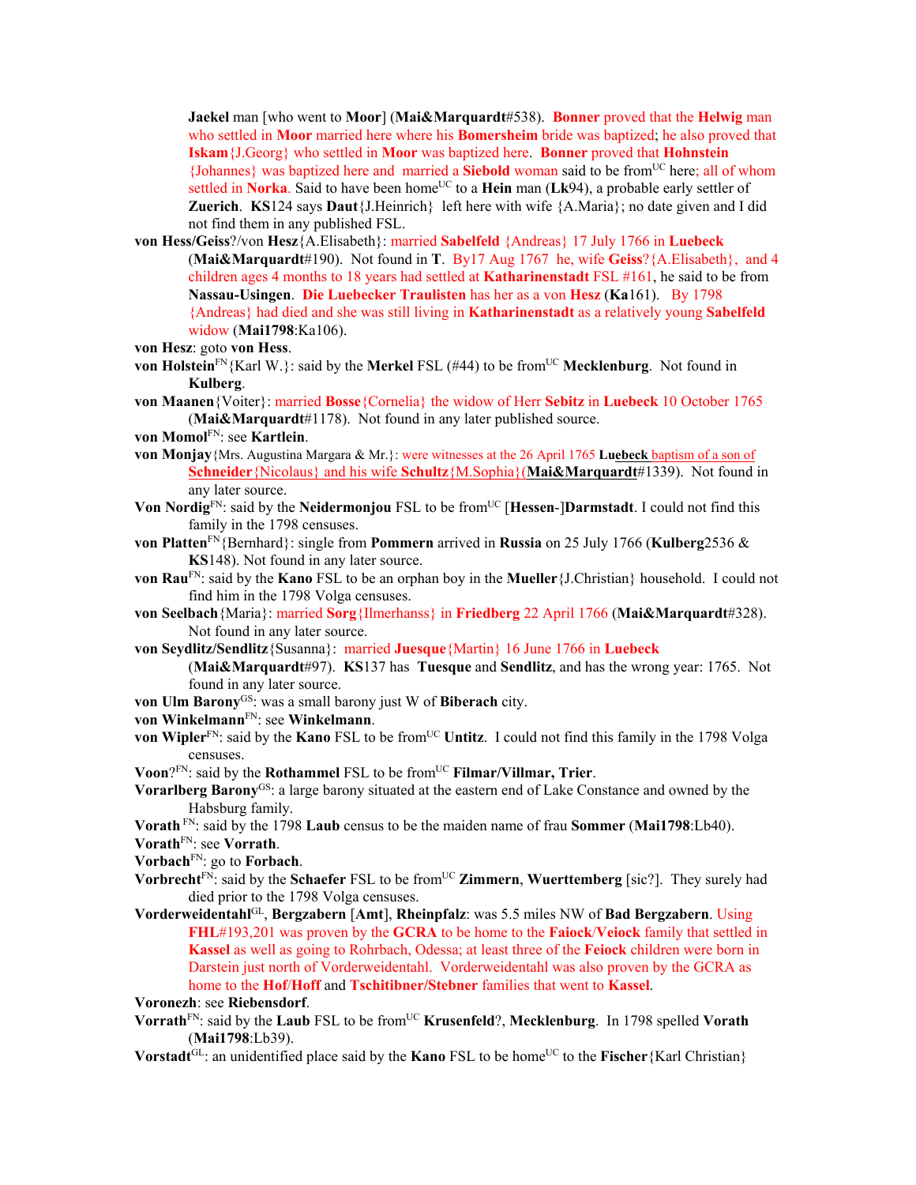**Jaekel** man [who went to **Moor**] (**Mai&Marquardt**#538). **Bonner** proved that the **Helwig** man who settled in **Moor** married here where his **Bomersheim** bride was baptized; he also proved that **Iskam**{J.Georg} who settled in **Moor** was baptized here. **Bonner** proved that **Hohnstein** {Johannes} was baptized here and married a **Siebold** woman said to be from[UC] here; all of whom settled in **Norka**. Said to have been home[UC] to a **Hein** man (**Lk**94), a probable early settler of **Zuerich**. **KS**124 says **Daut**{J.Heinrich} left here with wife {A.Maria}; no date given and I did not find them in any published FSL.

**von Hess/Geiss**?/von **Hesz**{A.Elisabeth}: married **Sabelfeld** {Andreas} 17 July 1766 in **Luebeck** (**Mai&Marquardt**#190). Not found in **T**. By17 Aug 1767 he, wife **Geiss**?{A.Elisabeth}, and 4 children ages 4 months to 18 years had settled at **Katharinenstadt** FSL #161, he said to be from **Nassau-Usingen**. **Die Luebecker Traulisten** has her as a von **Hesz** (**Ka**161). By 1798 {Andreas} had died and she was still living in **Katharinenstadt** as a relatively young **Sabelfeld** widow (**Mai1798**:Ka106).

**von Hesz**: goto **von Hess**.

**von Holstein**[FN]{Karl W.}: said by the **Merkel** FSL (#44) to be from[UC] **Mecklenburg**. Not found in **Kulberg**.

**von Maanen**{Voiter}: married **Bosse**{Cornelia} the widow of Herr **Sebitz** in **Luebeck** 10 October 1765 (**Mai&Marquardt**#1178). Not found in any later published source.

**von Momol**[FN]: see **Kartlein**.

**von Monjay**{Mrs. Augustina Margara & Mr.}: were witnesses at the 26 April 1765 **Luebeck** baptism of a son of **Schneider**{Nicolaus} and his wife **Schultz**{M.Sophia}(**Mai&Marquardt**#1339). Not found in any later source.

**Von Nordig**[FN]: said by the **Neidermonjou** FSL to be from[UC] [**Hessen-**]**Darmstadt**. I could not find this family in the 1798 censuses.

**von Platten**[FN]{Bernhard}: single from **Pommern** arrived in **Russia** on 25 July 1766 (**Kulberg**2536 & **KS**148). Not found in any later source.

**von Rau**[FN]: said by the **Kano** FSL to be an orphan boy in the **Mueller**{J.Christian} household. I could not find him in the 1798 Volga censuses.

**von Seelbach**{Maria}: married **Sorg**{Ilmerhanss} in **Friedberg** 22 April 1766 (**Mai&Marquardt**#328). Not found in any later source.

**von Seydlitz/Sendlitz**{Susanna}: married **Juesque**{Martin} 16 June 1766 in **Luebeck** (**Mai&Marquardt**#97). **KS**137 has **Tuesque** and **Sendlitz**, and has the wrong year: 1765. Not found in any later source.

**von Ulm Barony**[GS]: was a small barony just W of **Biberach** city.

**von Winkelmann**[FN]: see **Winkelmann**.

**von Wipler**[FN]: said by the **Kano** FSL to be from[UC] **Untitz**. I could not find this family in the 1798 Volga censuses.

**Voon**?[FN]: said by the **Rothammel** FSL to be from[UC] **Filmar/Villmar, Trier**.

**Vorarlberg Barony**[GS]: a large barony situated at the eastern end of Lake Constance and owned by the Habsburg family.

**Vorath** [FN]: said by the 1798 **Laub** census to be the maiden name of frau **Sommer** (**Mai1798**:Lb40).

**Vorath**[FN]: see **Vorrath**.

**Vorbach**[FN]: go to **Forbach**.

**Vorbrecht**[FN]: said by the **Schaefer** FSL to be from[UC] **Zimmern**, **Wuerttemberg** [sic?]. They surely had died prior to the 1798 Volga censuses.

**Vorderweidentahl**[GL], **Bergzabern** [**Amt**], **Rheinpfalz**: was 5.5 miles NW of **Bad Bergzabern**. Using **FHL**#193,201 was proven by the **GCRA** to be home to the **Faiock**/**Veiock** family that settled in **Kassel** as well as going to Rohrbach, Odessa; at least three of the **Feiock** children were born in Darstein just north of Vorderweidentahl. Vorderweidentahl was also proven by the GCRA as home to the **Hof**/**Hoff** and **Tschitibner**/**Stebner** families that went to **Kassel**.

**Voronezh**: see **Riebensdorf**.

**Vorrath**[FN]: said by the **Laub** FSL to be from[UC] **Krusenfeld**?, **Mecklenburg**. In 1798 spelled **Vorath** (**Mai1798**:Lb39).

**Vorstadt**[GL]: an unidentified place said by the **Kano** FSL to be home[UC] to the **Fischer**{Karl Christian}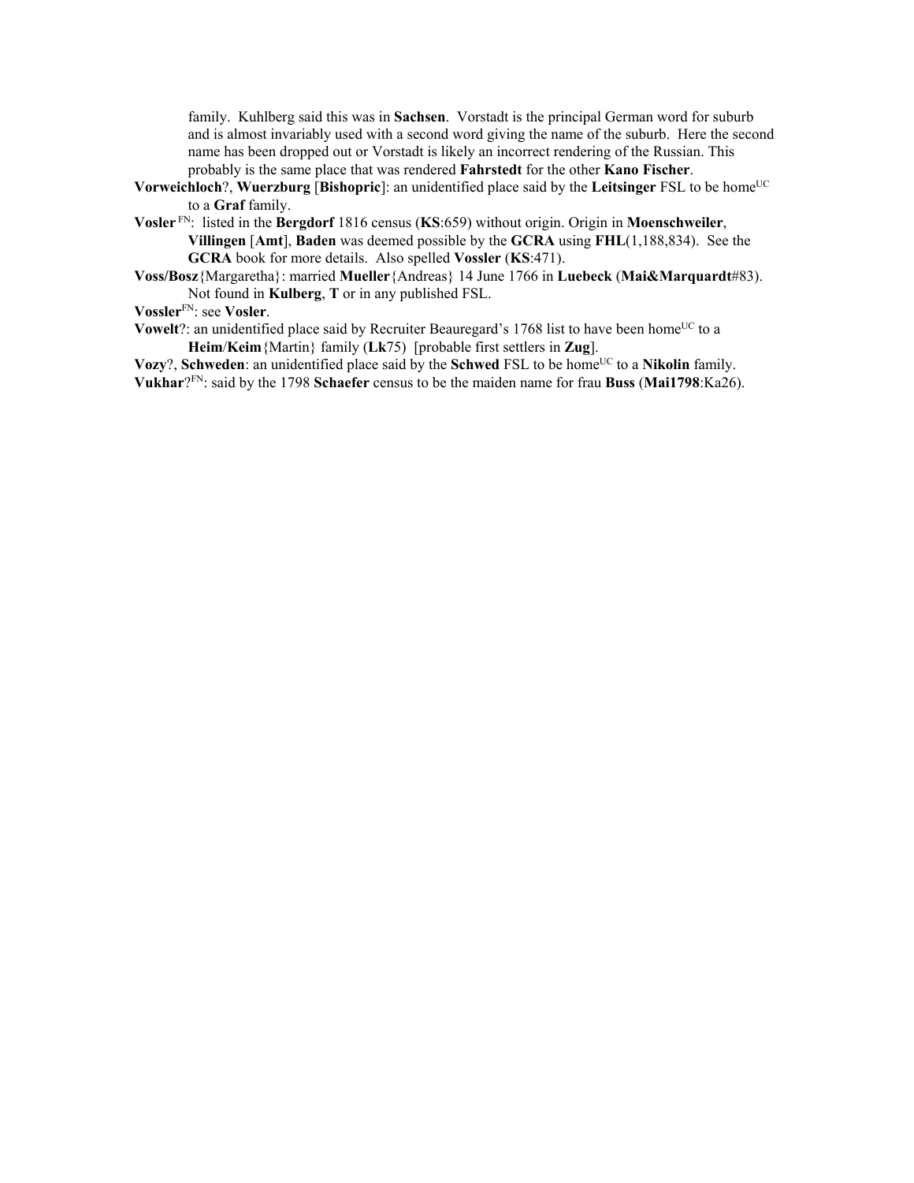family. Kuhlberg said this was in **Sachsen**. Vorstadt is the principal German word for suburb and is almost invariably used with a second word giving the name of the suburb. Here the second name has been dropped out or Vorstadt is likely an incorrect rendering of the Russian. This probably is the same place that was rendered **Fahrstedt** for the other **Kano Fischer**.

**Vorweichloch**?, **Wuerzburg** [**Bishopric**]: an unidentified place said by the **Leitsinger** FSL to be home[UC] to a **Graf** family.

**Vosler** [FN]: listed in the **Bergdorf** 1816 census (**KS**:659) without origin. Origin in **Moenschweiler**, **Villingen** [**Amt**], **Baden** was deemed possible by the **GCRA** using **FHL**(1,188,834). See the **GCRA** book for more details. Also spelled **Vossler** (**KS**:471).

**Voss/Bosz**{Margaretha}: married **Mueller**{Andreas} 14 June 1766 in **Luebeck** (**Mai&Marquardt**#83). Not found in **Kulberg**, **T** or in any published FSL.

**Vossler**[FN]: see **Vosler**.

**Vowelt**?: an unidentified place said by Recruiter Beauregard's 1768 list to have been home[UC] to a **Heim**/**Keim**{Martin} family (**Lk**75) [probable first settlers in **Zug**].

**Vozy**?, **Schweden**: an unidentified place said by the **Schwed** FSL to be home[UC] to a **Nikolin** family.

**Vukhar**?[FN]: said by the 1798 **Schaefer** census to be the maiden name for frau **Buss** (**Mai1798**:Ka26).